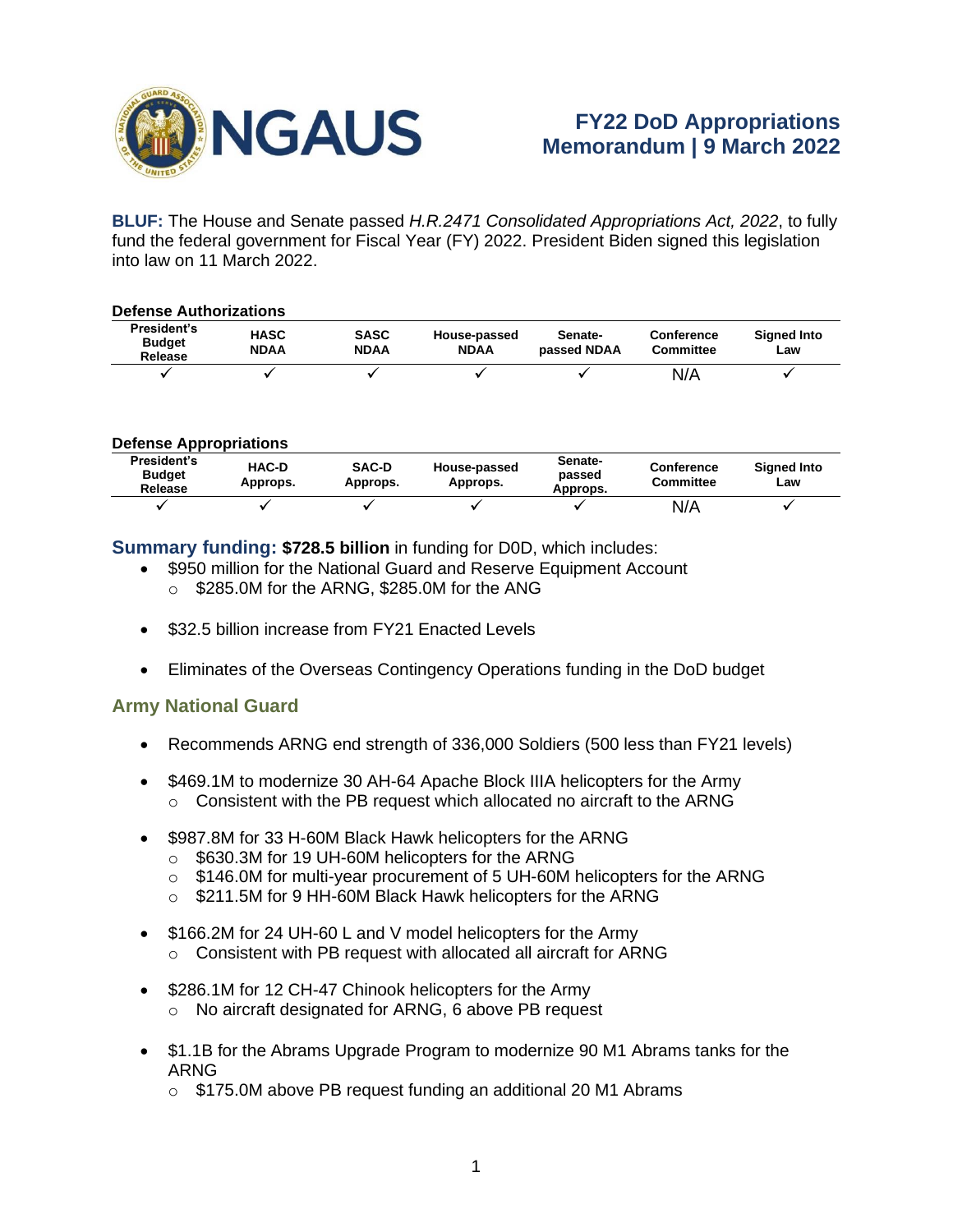NGAUS

# FY22 DoD Appropriations Memorandum | 9 March 2022

**BLUF:** The House and Senate passed *H.R.2471 Consolidated Appropriations Act, 2022*, to fully fund the federal government for Fiscal Year (FY) 2022. President Biden signed this legislation into law on 11 March 2022.

**Defense Authorizations**

| President's Budget Release | HASC NDAA | SASC NDAA | House-passed NDAA | Senate-passed NDAA | Conference Committee | Signed Into Law |
|---|---|---|---|---|---|---|
| ✓ | ✓ | ✓ | ✓ | ✓ | N/A | ✓ |

**Defense Appropriations**

| President's Budget Release | HAC-D Approps. | SAC-D Approps. | House-passed Approps. | Senate-passed Approps. | Conference Committee | Signed Into Law |
|---|---|---|---|---|---|---|
| ✓ | ✓ | ✓ | ✓ | ✓ | N/A | ✓ |

## Summary funding: **$728.5 billion** in funding for D0D, which includes:

- $950 million for the National Guard and Reserve Equipment Account
  - $285.0M for the ARNG, $285.0M for the ANG
- $32.5 billion increase from FY21 Enacted Levels
- Eliminates of the Overseas Contingency Operations funding in the DoD budget

## Army National Guard

- Recommends ARNG end strength of 336,000 Soldiers (500 less than FY21 levels)
- $469.1M to modernize 30 AH-64 Apache Block IIIA helicopters for the Army
  - Consistent with the PB request which allocated no aircraft to the ARNG
- $987.8M for 33 H-60M Black Hawk helicopters for the ARNG
  - $630.3M for 19 UH-60M helicopters for the ARNG
  - $146.0M for multi-year procurement of 5 UH-60M helicopters for the ARNG
  - $211.5M for 9 HH-60M Black Hawk helicopters for the ARNG
- $166.2M for 24 UH-60 L and V model helicopters for the Army
  - Consistent with PB request with allocated all aircraft for ARNG
- $286.1M for 12 CH-47 Chinook helicopters for the Army
  - No aircraft designated for ARNG, 6 above PB request
- $1.1B for the Abrams Upgrade Program to modernize 90 M1 Abrams tanks for the ARNG
  - $175.0M above PB request funding an additional 20 M1 Abrams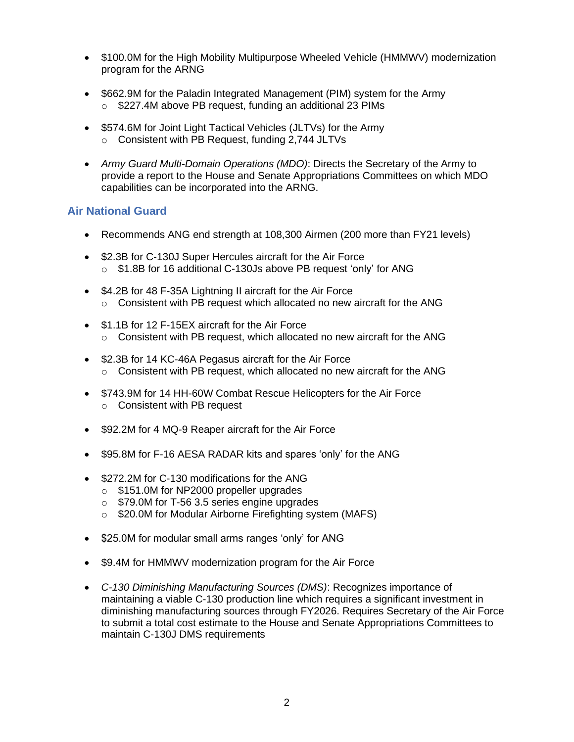- $100.0M for the High Mobility Multipurpose Wheeled Vehicle (HMMWV) modernization program for the ARNG

- $662.9M for the Paladin Integrated Management (PIM) system for the Army
  - $227.4M above PB request, funding an additional 23 PIMs

- $574.6M for Joint Light Tactical Vehicles (JLTVs) for the Army
  - Consistent with PB Request, funding 2,744 JLTVs

- *Army Guard Multi-Domain Operations (MDO)*: Directs the Secretary of the Army to provide a report to the House and Senate Appropriations Committees on which MDO capabilities can be incorporated into the ARNG.

## Air National Guard

- Recommends ANG end strength at 108,300 Airmen (200 more than FY21 levels)

- $2.3B for C-130J Super Hercules aircraft for the Air Force
  - $1.8B for 16 additional C-130Js above PB request 'only' for ANG

- $4.2B for 48 F-35A Lightning II aircraft for the Air Force
  - Consistent with PB request which allocated no new aircraft for the ANG

- $1.1B for 12 F-15EX aircraft for the Air Force
  - Consistent with PB request, which allocated no new aircraft for the ANG

- $2.3B for 14 KC-46A Pegasus aircraft for the Air Force
  - Consistent with PB request, which allocated no new aircraft for the ANG

- $743.9M for 14 HH-60W Combat Rescue Helicopters for the Air Force
  - Consistent with PB request

- $92.2M for 4 MQ-9 Reaper aircraft for the Air Force

- $95.8M for F-16 AESA RADAR kits and spares 'only' for the ANG

- $272.2M for C-130 modifications for the ANG
  - $151.0M for NP2000 propeller upgrades
  - $79.0M for T-56 3.5 series engine upgrades
  - $20.0M for Modular Airborne Firefighting system (MAFS)

- $25.0M for modular small arms ranges 'only' for ANG

- $9.4M for HMMWV modernization program for the Air Force

- *C-130 Diminishing Manufacturing Sources (DMS)*: Recognizes importance of maintaining a viable C-130 production line which requires a significant investment in diminishing manufacturing sources through FY2026. Requires Secretary of the Air Force to submit a total cost estimate to the House and Senate Appropriations Committees to maintain C-130J DMS requirements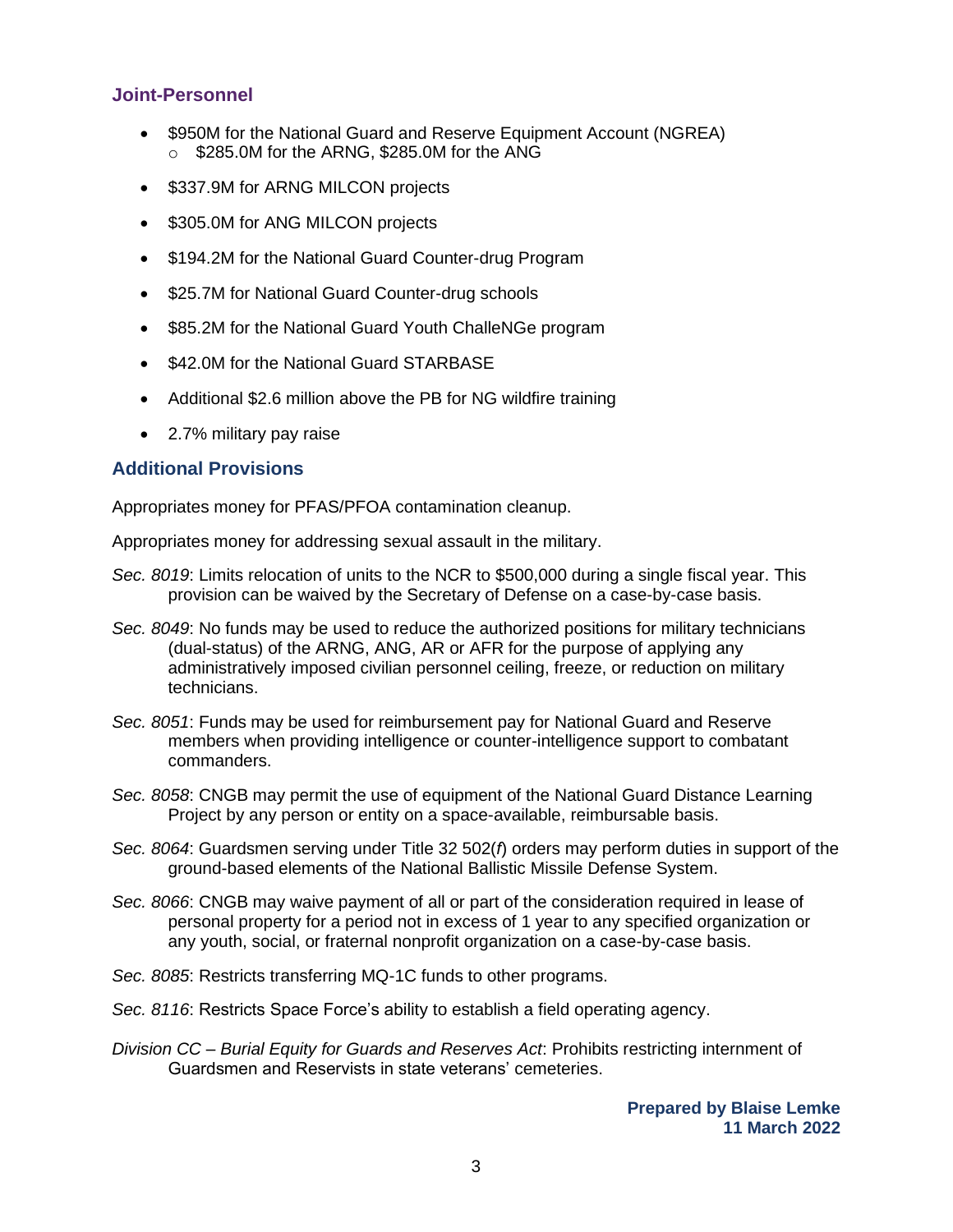## Joint-Personnel

- $950M for the National Guard and Reserve Equipment Account (NGREA)
  - $285.0M for the ARNG, $285.0M for the ANG
- $337.9M for ARNG MILCON projects
- $305.0M for ANG MILCON projects
- $194.2M for the National Guard Counter-drug Program
- $25.7M for National Guard Counter-drug schools
- $85.2M for the National Guard Youth ChalleNGe program
- $42.0M for the National Guard STARBASE
- Additional $2.6 million above the PB for NG wildfire training
- 2.7% military pay raise

## Additional Provisions

Appropriates money for PFAS/PFOA contamination cleanup.

Appropriates money for addressing sexual assault in the military.

*Sec. 8019*: Limits relocation of units to the NCR to $500,000 during a single fiscal year. This provision can be waived by the Secretary of Defense on a case-by-case basis.

*Sec. 8049*: No funds may be used to reduce the authorized positions for military technicians (dual-status) of the ARNG, ANG, AR or AFR for the purpose of applying any administratively imposed civilian personnel ceiling, freeze, or reduction on military technicians.

*Sec. 8051*: Funds may be used for reimbursement pay for National Guard and Reserve members when providing intelligence or counter-intelligence support to combatant commanders.

*Sec. 8058*: CNGB may permit the use of equipment of the National Guard Distance Learning Project by any person or entity on a space-available, reimbursable basis.

*Sec. 8064*: Guardsmen serving under Title 32 502(*f*) orders may perform duties in support of the ground-based elements of the National Ballistic Missile Defense System.

*Sec. 8066*: CNGB may waive payment of all or part of the consideration required in lease of personal property for a period not in excess of 1 year to any specified organization or any youth, social, or fraternal nonprofit organization on a case-by-case basis.

*Sec. 8085*: Restricts transferring MQ-1C funds to other programs.

*Sec. 8116*: Restricts Space Force's ability to establish a field operating agency.

*Division CC – Burial Equity for Guards and Reserves Act*: Prohibits restricting internment of Guardsmen and Reservists in state veterans' cemeteries.

**Prepared by Blaise Lemke**
**11 March 2022**